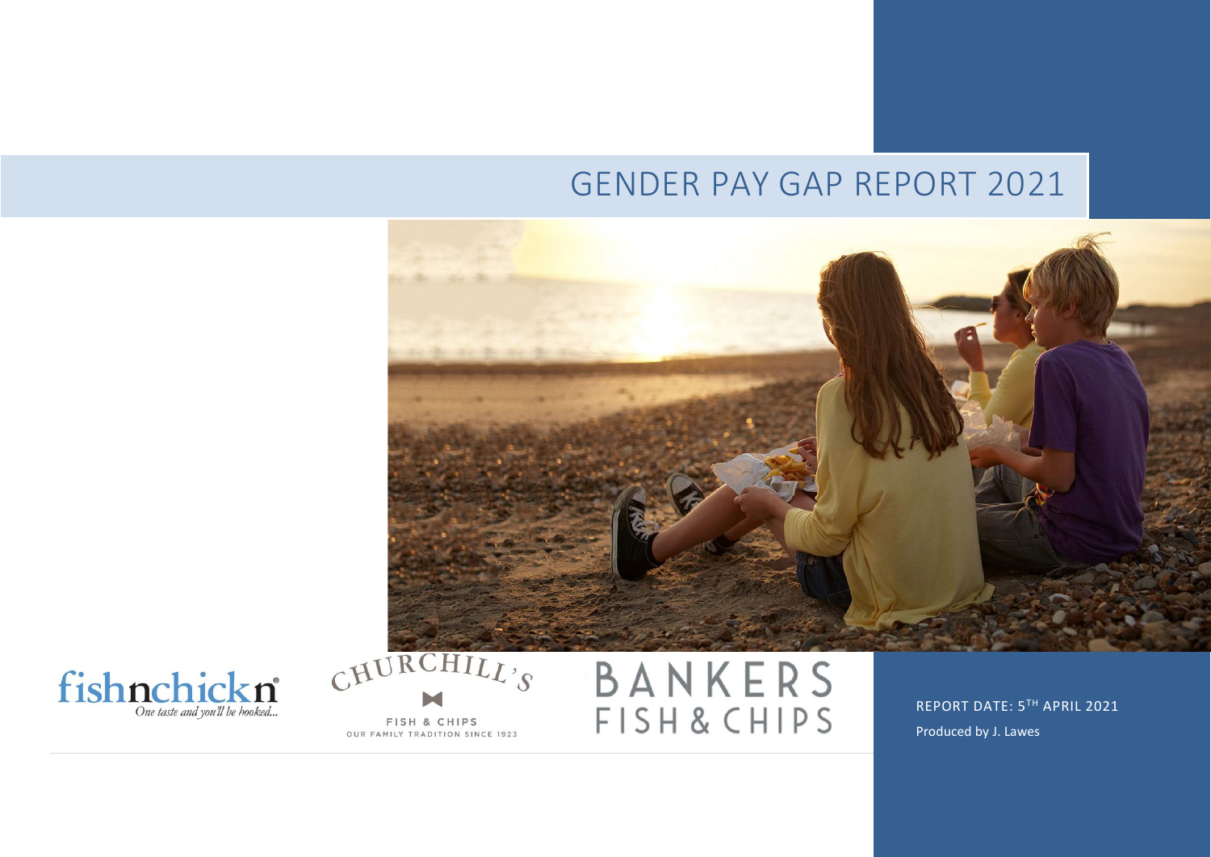# GENDER PAY GAP REPORT 2021

fishnchickn
*One taste and you'll be hooked...*

CHURCHILL'S
FISH & CHIPS
OUR FAMILY TRADITION SINCE 1923

BANKERS
FISH & CHIPS

REPORT DATE: 5TH APRIL 2021

Produced by J. Lawes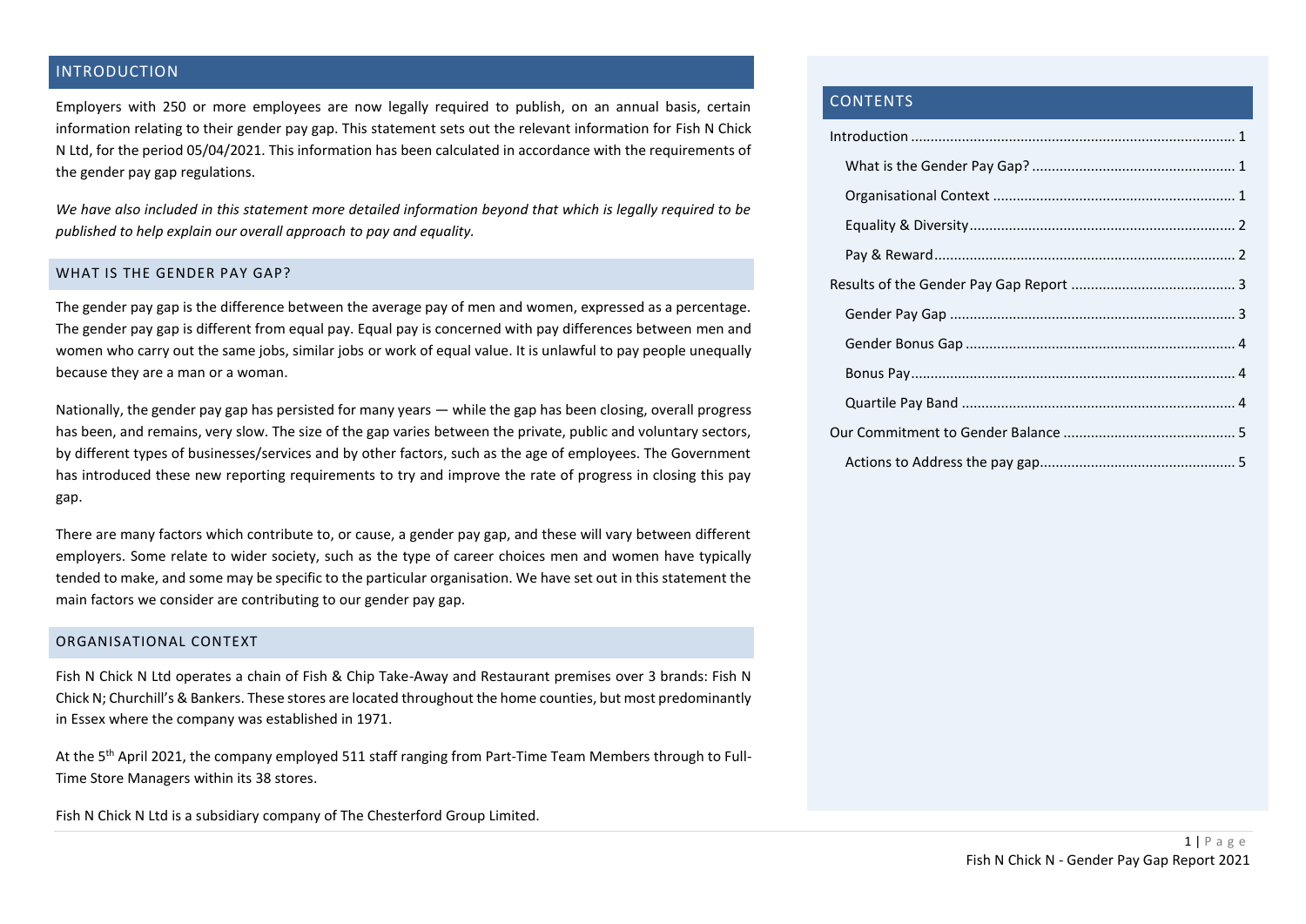## INTRODUCTION

Employers with 250 or more employees are now legally required to publish, on an annual basis, certain information relating to their gender pay gap. This statement sets out the relevant information for Fish N Chick N Ltd, for the period 05/04/2021. This information has been calculated in accordance with the requirements of the gender pay gap regulations.

*We have also included in this statement more detailed information beyond that which is legally required to be published to help explain our overall approach to pay and equality.*

### WHAT IS THE GENDER PAY GAP?

The gender pay gap is the difference between the average pay of men and women, expressed as a percentage. The gender pay gap is different from equal pay. Equal pay is concerned with pay differences between men and women who carry out the same jobs, similar jobs or work of equal value. It is unlawful to pay people unequally because they are a man or a woman.

Nationally, the gender pay gap has persisted for many years — while the gap has been closing, overall progress has been, and remains, very slow. The size of the gap varies between the private, public and voluntary sectors, by different types of businesses/services and by other factors, such as the age of employees. The Government has introduced these new reporting requirements to try and improve the rate of progress in closing this pay gap.

There are many factors which contribute to, or cause, a gender pay gap, and these will vary between different employers. Some relate to wider society, such as the type of career choices men and women have typically tended to make, and some may be specific to the particular organisation. We have set out in this statement the main factors we consider are contributing to our gender pay gap.

### ORGANISATIONAL CONTEXT

Fish N Chick N Ltd operates a chain of Fish & Chip Take-Away and Restaurant premises over 3 brands: Fish N Chick N; Churchill's & Bankers. These stores are located throughout the home counties, but most predominantly in Essex where the company was established in 1971.

At the 5th April 2021, the company employed 511 staff ranging from Part-Time Team Members through to Full-Time Store Managers within its 38 stores.

Fish N Chick N Ltd is a subsidiary company of The Chesterford Group Limited.

## CONTENTS

- Introduction ........................................................................ 1
  - What is the Gender Pay Gap? ........................................................ 1
  - Organisational Context ............................................................ 1
  - Equality & Diversity .............................................................. 2
  - Pay & Reward ...................................................................... 2
- Results of the Gender Pay Gap Report .................................................. 3
  - Gender Pay Gap .................................................................... 3
  - Gender Bonus Gap .................................................................. 4
  - Bonus Pay ......................................................................... 4
  - Quartile Pay Band ................................................................. 4
- Our Commitment to Gender Balance ...................................................... 5
  - Actions to Address the pay gap ..................................................... 5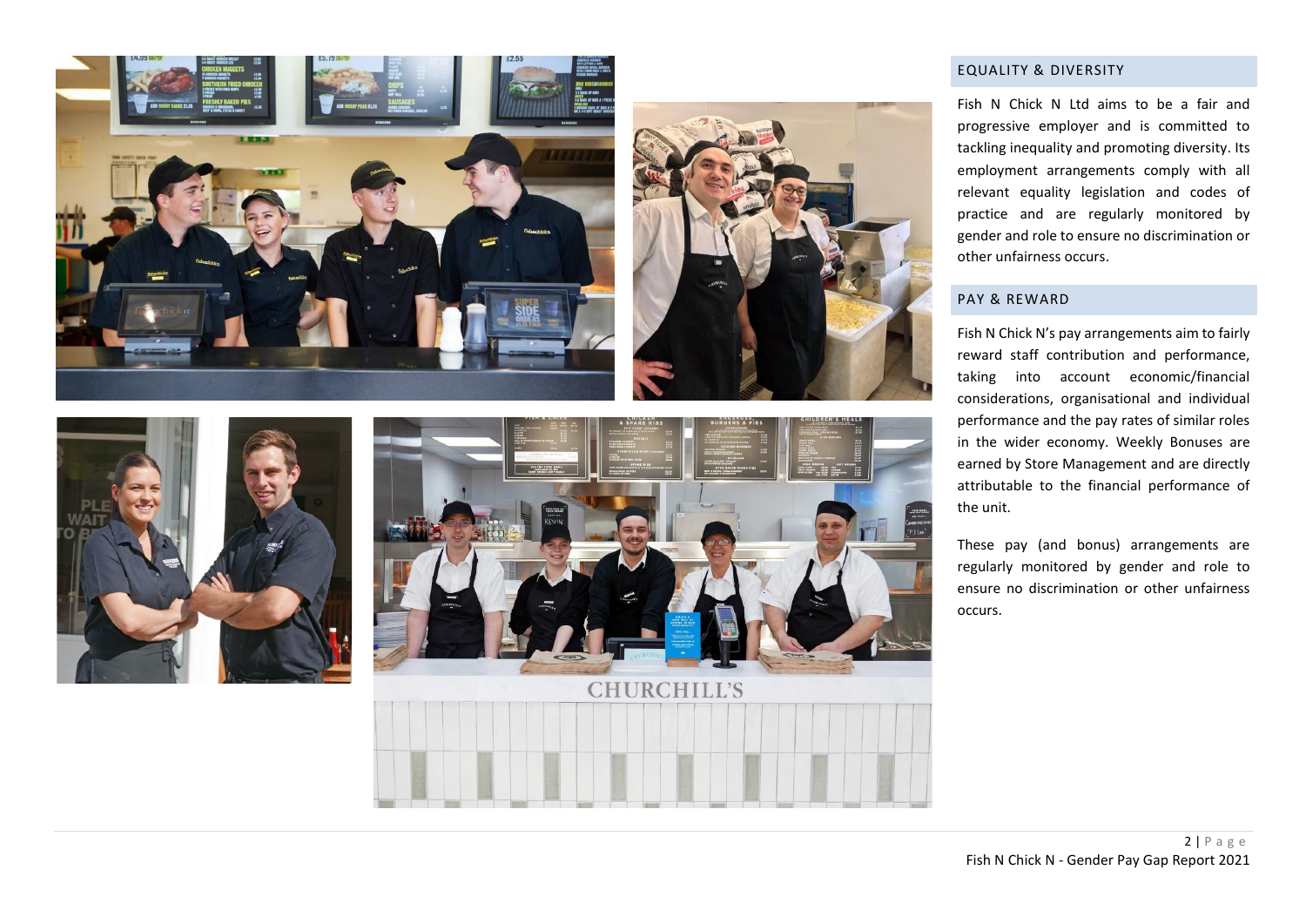## EQUALITY & DIVERSITY

Fish N Chick N Ltd aims to be a fair and progressive employer and is committed to tackling inequality and promoting diversity. Its employment arrangements comply with all relevant equality legislation and codes of practice and are regularly monitored by gender and role to ensure no discrimination or other unfairness occurs.

## PAY & REWARD

Fish N Chick N's pay arrangements aim to fairly reward staff contribution and performance, taking into account economic/financial considerations, organisational and individual performance and the pay rates of similar roles in the wider economy. Weekly Bonuses are earned by Store Management and are directly attributable to the financial performance of the unit.

These pay (and bonus) arrangements are regularly monitored by gender and role to ensure no discrimination or other unfairness occurs.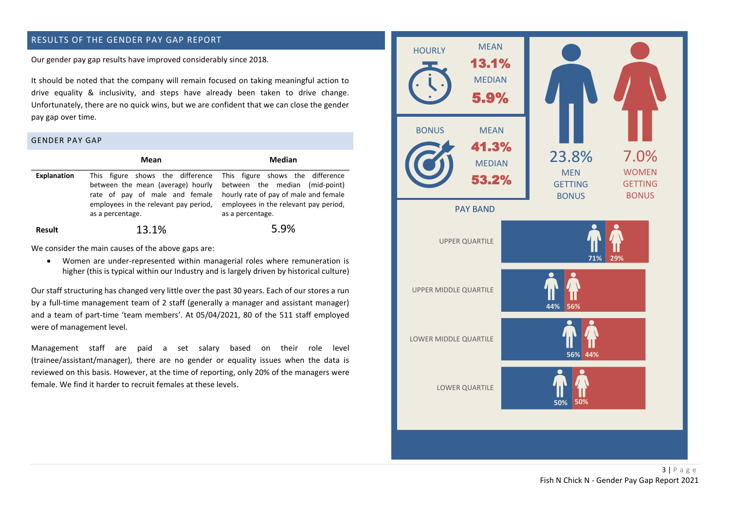## RESULTS OF THE GENDER PAY GAP REPORT

Our gender pay gap results have improved considerably since 2018.

It should be noted that the company will remain focused on taking meaningful action to drive equality & inclusivity, and steps have already been taken to drive change. Unfortunately, there are no quick wins, but we are confident that we can close the gender pay gap over time.

### GENDER PAY GAP

| | Mean | Median |
|---|---|---|
| **Explanation** | This figure shows the difference between the mean (average) hourly rate of pay of male and female employees in the relevant pay period, as a percentage. | This figure shows the difference between the median (mid-point) hourly rate of pay of male and female employees in the relevant pay period, as a percentage. |
| **Result** | 13.1% | 5.9% |

We consider the main causes of the above gaps are:

- Women are under-represented within managerial roles where remuneration is higher (this is typical within our Industry and is largely driven by historical culture)

Our staff structuring has changed very little over the past 30 years. Each of our stores a run by a full-time management team of 2 staff (generally a manager and assistant manager) and a team of part-time 'team members'. At 05/04/2021, 80 of the 511 staff employed were of management level.

Management staff are paid a set salary based on their role level (trainee/assistant/manager), there are no gender or equality issues when the data is reviewed on this basis. However, at the time of reporting, only 20% of the managers were female. We find it harder to recruit females at these levels.

| | Mean | Median |
|---|---|---|
| HOURLY | 13.1% | 5.9% |
| BONUS | 41.3% | 53.2% |

23.8% MEN GETTING BONUS

7.0% WOMEN GETTING BONUS

PAY BAND

| Pay band | Men | Women |
|---|---|---|
| UPPER QUARTILE | 71% | 29% |
| UPPER MIDDLE QUARTILE | 44% | 56% |
| LOWER MIDDLE QUARTILE | 56% | 44% |
| LOWER QUARTILE | 50% | 50% |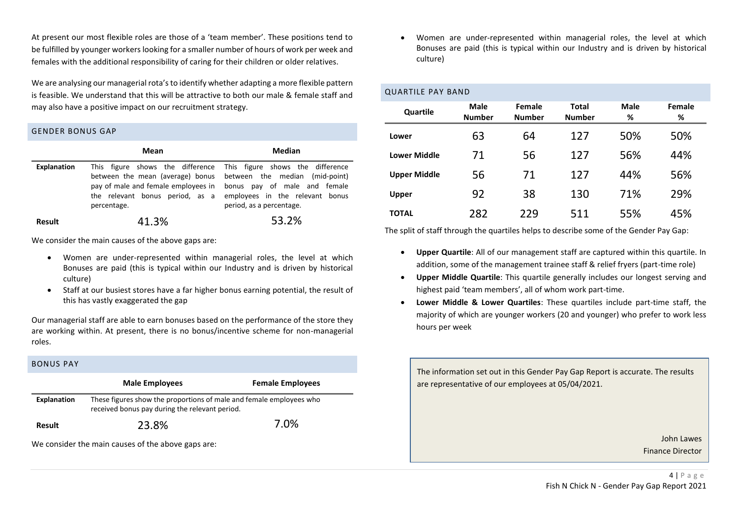At present our most flexible roles are those of a 'team member'. These positions tend to be fulfilled by younger workers looking for a smaller number of hours of work per week and females with the additional responsibility of caring for their children or older relatives.

We are analysing our managerial rota's to identify whether adapting a more flexible pattern is feasible. We understand that this will be attractive to both our male & female staff and may also have a positive impact on our recruitment strategy.

## GENDER BONUS GAP

| | Mean | Median |
|---|---|---|
| **Explanation** | This figure shows the difference between the mean (average) bonus pay of male and female employees in the relevant bonus period, as a percentage. | This figure shows the difference between the median (mid-point) bonus pay of male and female employees in the relevant bonus period, as a percentage. |
| **Result** | 41.3% | 53.2% |

We consider the main causes of the above gaps are:

- Women are under-represented within managerial roles, the level at which Bonuses are paid (this is typical within our Industry and is driven by historical culture)
- Staff at our busiest stores have a far higher bonus earning potential, the result of this has vastly exaggerated the gap

Our managerial staff are able to earn bonuses based on the performance of the store they are working within. At present, there is no bonus/incentive scheme for non-managerial roles.

## BONUS PAY

| | Male Employees | Female Employees |
|---|---|---|
| **Explanation** | These figures show the proportions of male and female employees who received bonus pay during the relevant period. | |
| **Result** | 23.8% | 7.0% |

We consider the main causes of the above gaps are:

- Women are under-represented within managerial roles, the level at which Bonuses are paid (this is typical within our Industry and is driven by historical culture)

## QUARTILE PAY BAND

| Quartile | Male Number | Female Number | Total Number | Male % | Female % |
|---|---|---|---|---|---|
| **Lower** | 63 | 64 | 127 | 50% | 50% |
| **Lower Middle** | 71 | 56 | 127 | 56% | 44% |
| **Upper Middle** | 56 | 71 | 127 | 44% | 56% |
| **Upper** | 92 | 38 | 130 | 71% | 29% |
| **TOTAL** | 282 | 229 | 511 | 55% | 45% |

The split of staff through the quartiles helps to describe some of the Gender Pay Gap:

- **Upper Quartile**: All of our management staff are captured within this quartile. In addition, some of the management trainee staff & relief fryers (part-time role)
- **Upper Middle Quartile**: This quartile generally includes our longest serving and highest paid 'team members', all of whom work part-time.
- **Lower Middle & Lower Quartiles**: These quartiles include part-time staff, the majority of which are younger workers (20 and younger) who prefer to work less hours per week

The information set out in this Gender Pay Gap Report is accurate. The results are representative of our employees at 05/04/2021.

John Lawes
Finance Director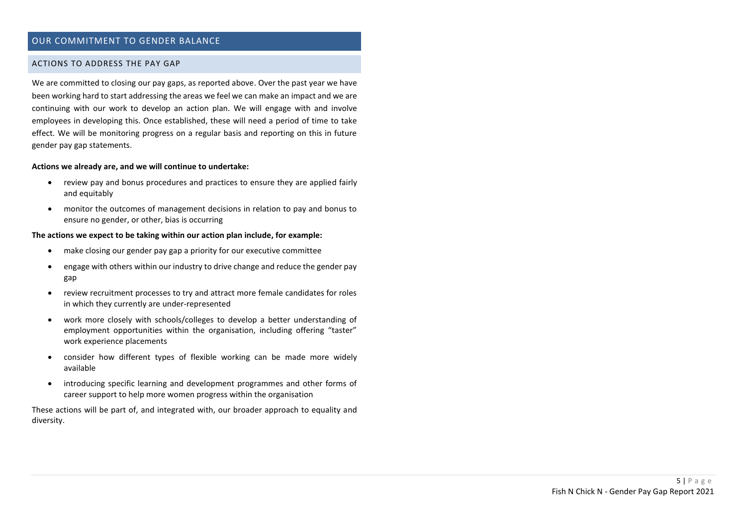## OUR COMMITMENT TO GENDER BALANCE

### ACTIONS TO ADDRESS THE PAY GAP

We are committed to closing our pay gaps, as reported above. Over the past year we have been working hard to start addressing the areas we feel we can make an impact and we are continuing with our work to develop an action plan. We will engage with and involve employees in developing this. Once established, these will need a period of time to take effect. We will be monitoring progress on a regular basis and reporting on this in future gender pay gap statements.

**Actions we already are, and we will continue to undertake:**

- review pay and bonus procedures and practices to ensure they are applied fairly and equitably
- monitor the outcomes of management decisions in relation to pay and bonus to ensure no gender, or other, bias is occurring

**The actions we expect to be taking within our action plan include, for example:**

- make closing our gender pay gap a priority for our executive committee
- engage with others within our industry to drive change and reduce the gender pay gap
- review recruitment processes to try and attract more female candidates for roles in which they currently are under-represented
- work more closely with schools/colleges to develop a better understanding of employment opportunities within the organisation, including offering "taster" work experience placements
- consider how different types of flexible working can be made more widely available
- introducing specific learning and development programmes and other forms of career support to help more women progress within the organisation

These actions will be part of, and integrated with, our broader approach to equality and diversity.